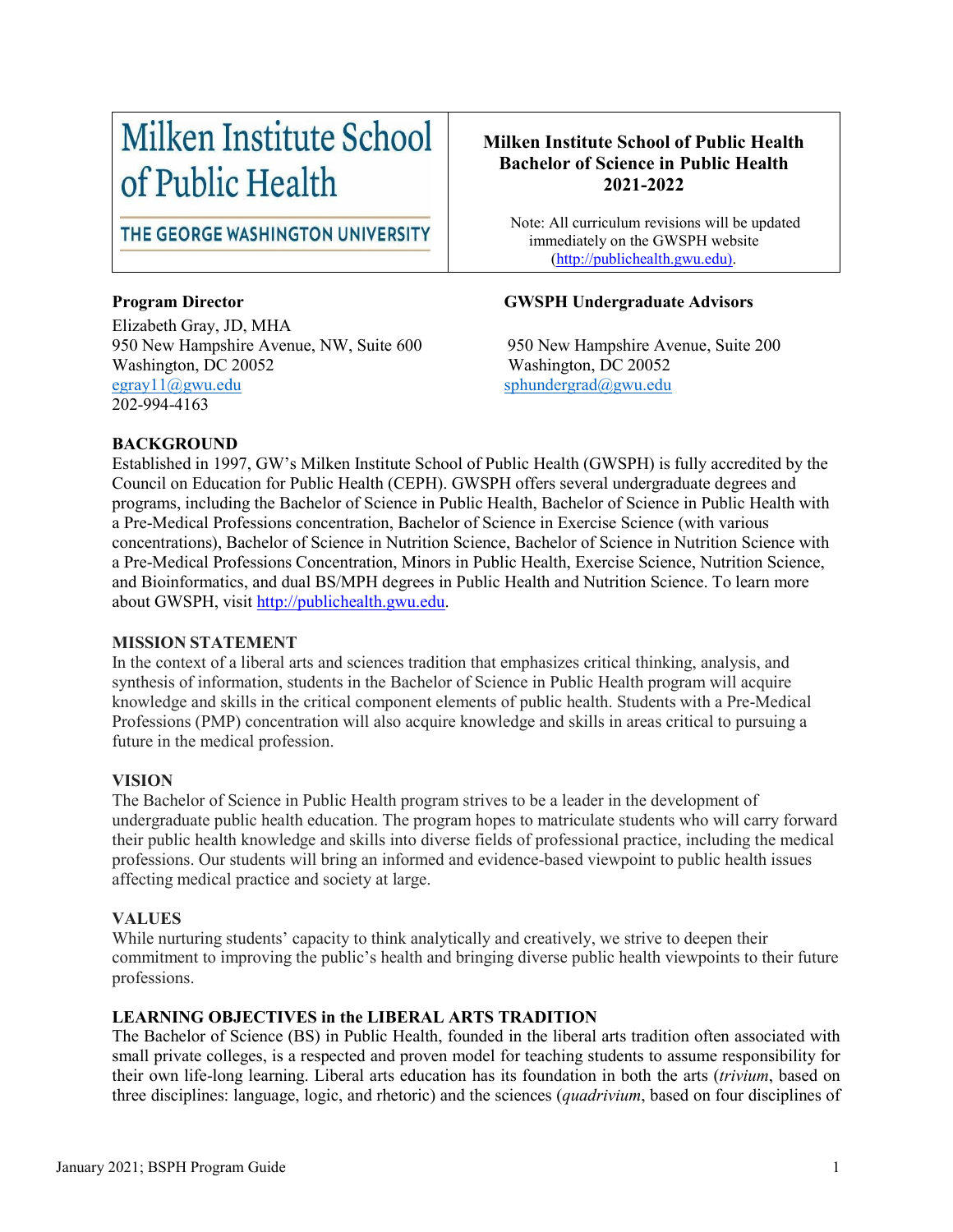| Milken Institute School of Public Health<br>THE GEORGE WASHINGTON UNIVERSITY | **Milken Institute School of Public Health**<br>**Bachelor of Science in Public Health**<br>**2021-2022**<br><br>Note: All curriculum revisions will be updated immediately on the GWSPH website (http://publichealth.gwu.edu). |
|---|---|

**Program Director**

Elizabeth Gray, JD, MHA
950 New Hampshire Avenue, NW, Suite 600
Washington, DC 20052
egray11@gwu.edu
202-994-4163

**GWSPH Undergraduate Advisors**

950 New Hampshire Avenue, Suite 200
Washington, DC 20052
sphundergrad@gwu.edu

## BACKGROUND

Established in 1997, GW's Milken Institute School of Public Health (GWSPH) is fully accredited by the Council on Education for Public Health (CEPH). GWSPH offers several undergraduate degrees and programs, including the Bachelor of Science in Public Health, Bachelor of Science in Public Health with a Pre-Medical Professions concentration, Bachelor of Science in Exercise Science (with various concentrations), Bachelor of Science in Nutrition Science, Bachelor of Science in Nutrition Science with a Pre-Medical Professions Concentration, Minors in Public Health, Exercise Science, Nutrition Science, and Bioinformatics, and dual BS/MPH degrees in Public Health and Nutrition Science. To learn more about GWSPH, visit http://publichealth.gwu.edu.

## MISSION STATEMENT

In the context of a liberal arts and sciences tradition that emphasizes critical thinking, analysis, and synthesis of information, students in the Bachelor of Science in Public Health program will acquire knowledge and skills in the critical component elements of public health. Students with a Pre-Medical Professions (PMP) concentration will also acquire knowledge and skills in areas critical to pursuing a future in the medical profession.

## VISION

The Bachelor of Science in Public Health program strives to be a leader in the development of undergraduate public health education. The program hopes to matriculate students who will carry forward their public health knowledge and skills into diverse fields of professional practice, including the medical professions. Our students will bring an informed and evidence-based viewpoint to public health issues affecting medical practice and society at large.

## VALUES

While nurturing students' capacity to think analytically and creatively, we strive to deepen their commitment to improving the public's health and bringing diverse public health viewpoints to their future professions.

## LEARNING OBJECTIVES in the LIBERAL ARTS TRADITION

The Bachelor of Science (BS) in Public Health, founded in the liberal arts tradition often associated with small private colleges, is a respected and proven model for teaching students to assume responsibility for their own life-long learning. Liberal arts education has its foundation in both the arts (*trivium*, based on three disciplines: language, logic, and rhetoric) and the sciences (*quadrivium*, based on four disciplines of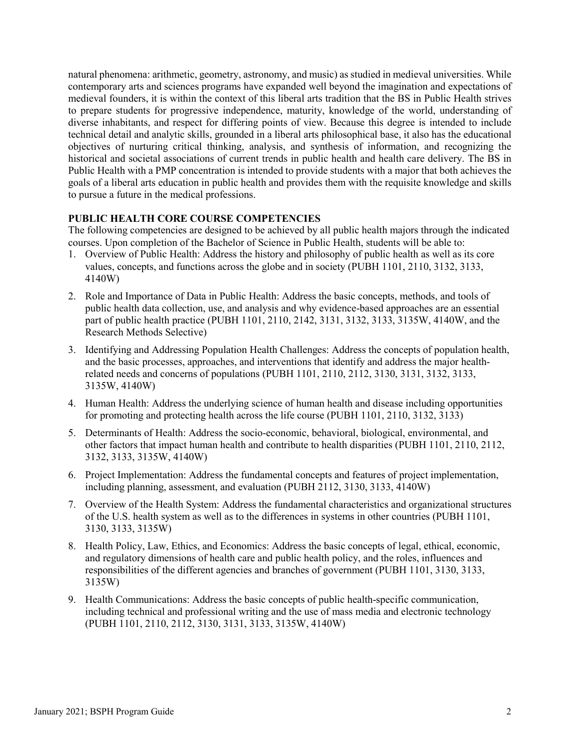natural phenomena: arithmetic, geometry, astronomy, and music) as studied in medieval universities. While contemporary arts and sciences programs have expanded well beyond the imagination and expectations of medieval founders, it is within the context of this liberal arts tradition that the BS in Public Health strives to prepare students for progressive independence, maturity, knowledge of the world, understanding of diverse inhabitants, and respect for differing points of view. Because this degree is intended to include technical detail and analytic skills, grounded in a liberal arts philosophical base, it also has the educational objectives of nurturing critical thinking, analysis, and synthesis of information, and recognizing the historical and societal associations of current trends in public health and health care delivery. The BS in Public Health with a PMP concentration is intended to provide students with a major that both achieves the goals of a liberal arts education in public health and provides them with the requisite knowledge and skills to pursue a future in the medical professions.

**PUBLIC HEALTH CORE COURSE COMPETENCIES**

The following competencies are designed to be achieved by all public health majors through the indicated courses. Upon completion of the Bachelor of Science in Public Health, students will be able to:

1. Overview of Public Health: Address the history and philosophy of public health as well as its core values, concepts, and functions across the globe and in society (PUBH 1101, 2110, 3132, 3133, 4140W)
2. Role and Importance of Data in Public Health: Address the basic concepts, methods, and tools of public health data collection, use, and analysis and why evidence-based approaches are an essential part of public health practice (PUBH 1101, 2110, 2142, 3131, 3132, 3133, 3135W, 4140W, and the Research Methods Selective)
3. Identifying and Addressing Population Health Challenges: Address the concepts of population health, and the basic processes, approaches, and interventions that identify and address the major health-related needs and concerns of populations (PUBH 1101, 2110, 2112, 3130, 3131, 3132, 3133, 3135W, 4140W)
4. Human Health: Address the underlying science of human health and disease including opportunities for promoting and protecting health across the life course (PUBH 1101, 2110, 3132, 3133)
5. Determinants of Health: Address the socio-economic, behavioral, biological, environmental, and other factors that impact human health and contribute to health disparities (PUBH 1101, 2110, 2112, 3132, 3133, 3135W, 4140W)
6. Project Implementation: Address the fundamental concepts and features of project implementation, including planning, assessment, and evaluation (PUBH 2112, 3130, 3133, 4140W)
7. Overview of the Health System: Address the fundamental characteristics and organizational structures of the U.S. health system as well as to the differences in systems in other countries (PUBH 1101, 3130, 3133, 3135W)
8. Health Policy, Law, Ethics, and Economics: Address the basic concepts of legal, ethical, economic, and regulatory dimensions of health care and public health policy, and the roles, influences and responsibilities of the different agencies and branches of government (PUBH 1101, 3130, 3133, 3135W)
9. Health Communications: Address the basic concepts of public health-specific communication, including technical and professional writing and the use of mass media and electronic technology (PUBH 1101, 2110, 2112, 3130, 3131, 3133, 3135W, 4140W)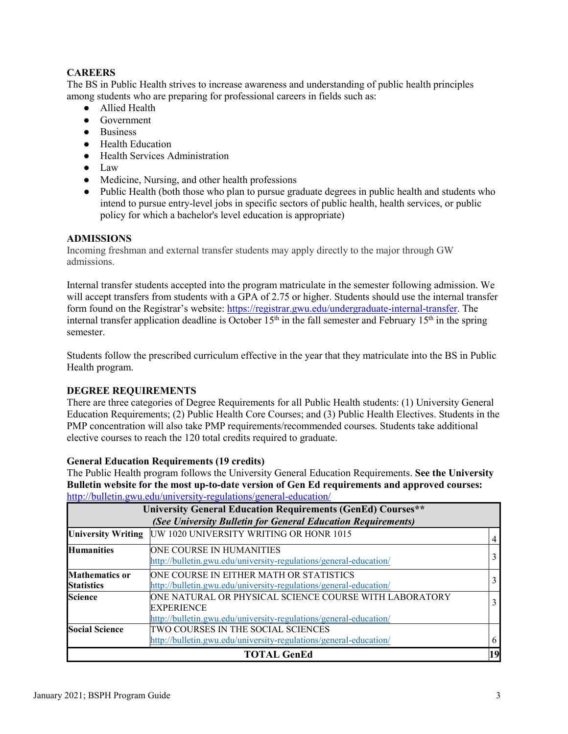## CAREERS

The BS in Public Health strives to increase awareness and understanding of public health principles among students who are preparing for professional careers in fields such as:

- Allied Health
- Government
- Business
- Health Education
- Health Services Administration
- Law
- Medicine, Nursing, and other health professions
- Public Health (both those who plan to pursue graduate degrees in public health and students who intend to pursue entry-level jobs in specific sectors of public health, health services, or public policy for which a bachelor's level education is appropriate)

## ADMISSIONS

Incoming freshman and external transfer students may apply directly to the major through GW admissions.

Internal transfer students accepted into the program matriculate in the semester following admission. We will accept transfers from students with a GPA of 2.75 or higher. Students should use the internal transfer form found on the Registrar's website: https://registrar.gwu.edu/undergraduate-internal-transfer. The internal transfer application deadline is October 15th in the fall semester and February 15th in the spring semester.

Students follow the prescribed curriculum effective in the year that they matriculate into the BS in Public Health program.

## DEGREE REQUIREMENTS

There are three categories of Degree Requirements for all Public Health students: (1) University General Education Requirements; (2) Public Health Core Courses; and (3) Public Health Electives. Students in the PMP concentration will also take PMP requirements/recommended courses. Students take additional elective courses to reach the 120 total credits required to graduate.

### General Education Requirements (19 credits)

The Public Health program follows the University General Education Requirements. **See the University Bulletin website for the most up-to-date version of Gen Ed requirements and approved courses:** http://bulletin.gwu.edu/university-regulations/general-education/

| **University General Education Requirements (GenEd) Courses**** *(See University Bulletin for General Education Requirements)* | | |
|---|---|---|
| **University Writing** | UW 1020 UNIVERSITY WRITING OR HONR 1015 | 4 |
| **Humanities** | ONE COURSE IN HUMANITIES http://bulletin.gwu.edu/university-regulations/general-education/ | 3 |
| **Mathematics or Statistics** | ONE COURSE IN EITHER MATH OR STATISTICS http://bulletin.gwu.edu/university-regulations/general-education/ | 3 |
| **Science** | ONE NATURAL OR PHYSICAL SCIENCE COURSE WITH LABORATORY EXPERIENCE http://bulletin.gwu.edu/university-regulations/general-education/ | 3 |
| **Social Science** | TWO COURSES IN THE SOCIAL SCIENCES http://bulletin.gwu.edu/university-regulations/general-education/ | 6 |
| **TOTAL GenEd** | | **19** |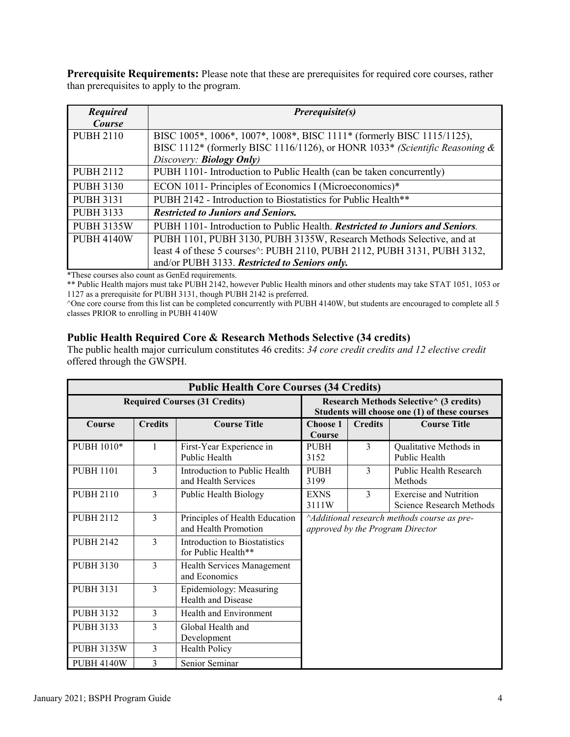**Prerequisite Requirements:** Please note that these are prerequisites for required core courses, rather than prerequisites to apply to the program.

| *Required Course* | *Prerequisite(s)* |
|---|---|
| PUBH 2110 | BISC 1005*, 1006*, 1007*, 1008*, BISC 1111* (formerly BISC 1115/1125), BISC 1112* (formerly BISC 1116/1126), or HONR 1033* *(Scientific Reasoning & Discovery: **Biology Only**)* |
| PUBH 2112 | PUBH 1101- Introduction to Public Health (can be taken concurrently) |
| PUBH 3130 | ECON 1011- Principles of Economics I (Microeconomics)* |
| PUBH 3131 | PUBH 2142 - Introduction to Biostatistics for Public Health** |
| PUBH 3133 | ***Restricted to Juniors and Seniors.*** |
| PUBH 3135W | PUBH 1101- Introduction to Public Health. ***Restricted to Juniors and Seniors***. |
| PUBH 4140W | PUBH 1101, PUBH 3130, PUBH 3135W, Research Methods Selective, and at least 4 of these 5 courses^: PUBH 2110, PUBH 2112, PUBH 3131, PUBH 3132, and/or PUBH 3133. ***Restricted to Seniors only.*** |

*These courses also count as GenEd requirements.

** Public Health majors must take PUBH 2142, however Public Health minors and other students may take STAT 1051, 1053 or 1127 as a prerequisite for PUBH 3131, though PUBH 2142 is preferred.

^One core course from this list can be completed concurrently with PUBH 4140W, but students are encouraged to complete all 5 classes PRIOR to enrolling in PUBH 4140W

## Public Health Required Core & Research Methods Selective (34 credits)

The public health major curriculum constitutes 46 credits: *34 core credit credits and 12 elective credit* offered through the GWSPH.

| **Public Health Core Courses (34 Credits)** | | | | | |
|---|---|---|---|---|---|
| **Required Courses (31 Credits)** | | | **Research Methods Selective^ (3 credits) Students will choose one (1) of these courses** | | |
| **Course** | **Credits** | **Course Title** | **Choose 1 Course** | **Credits** | **Course Title** |
| PUBH 1010* | 1 | First-Year Experience in Public Health | PUBH 3152 | 3 | Qualitative Methods in Public Health |
| PUBH 1101 | 3 | Introduction to Public Health and Health Services | PUBH 3199 | 3 | Public Health Research Methods |
| PUBH 2110 | 3 | Public Health Biology | EXNS 3111W | 3 | Exercise and Nutrition Science Research Methods |
| PUBH 2112 | 3 | Principles of Health Education and Health Promotion | *^Additional research methods course as pre-approved by the Program Director* | | |
| PUBH 2142 | 3 | Introduction to Biostatistics for Public Health** | | | |
| PUBH 3130 | 3 | Health Services Management and Economics | | | |
| PUBH 3131 | 3 | Epidemiology: Measuring Health and Disease | | | |
| PUBH 3132 | 3 | Health and Environment | | | |
| PUBH 3133 | 3 | Global Health and Development | | | |
| PUBH 3135W | 3 | Health Policy | | | |
| PUBH 4140W | 3 | Senior Seminar | | | |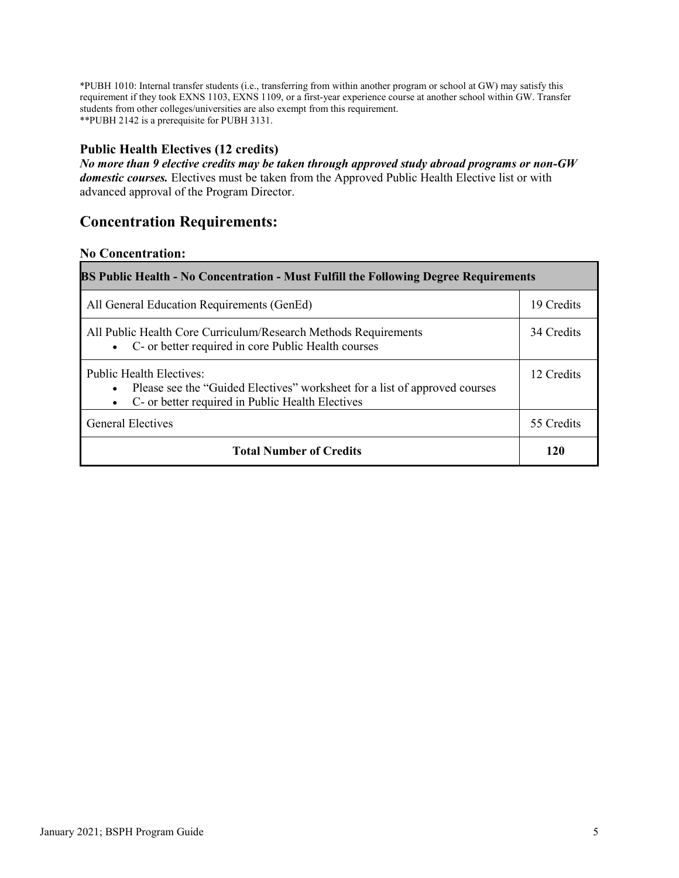*PUBH 1010: Internal transfer students (i.e., transferring from within another program or school at GW) may satisfy this requirement if they took EXNS 1103, EXNS 1109, or a first-year experience course at another school within GW. Transfer students from other colleges/universities are also exempt from this requirement.
**PUBH 2142 is a prerequisite for PUBH 3131.

### Public Health Electives (12 credits)

***No more than 9 elective credits may be taken through approved study abroad programs or non-GW domestic courses.*** Electives must be taken from the Approved Public Health Elective list or with advanced approval of the Program Director.

## Concentration Requirements:

### No Concentration:

| BS Public Health - No Concentration - Must Fulfill the Following Degree Requirements | |
|---|---|
| All General Education Requirements (GenEd) | 19 Credits |
| All Public Health Core Curriculum/Research Methods Requirements<br>• C- or better required in core Public Health courses | 34 Credits |
| Public Health Electives:<br>• Please see the "Guided Electives" worksheet for a list of approved courses<br>• C- or better required in Public Health Electives | 12 Credits |
| General Electives | 55 Credits |
| **Total Number of Credits** | **120** |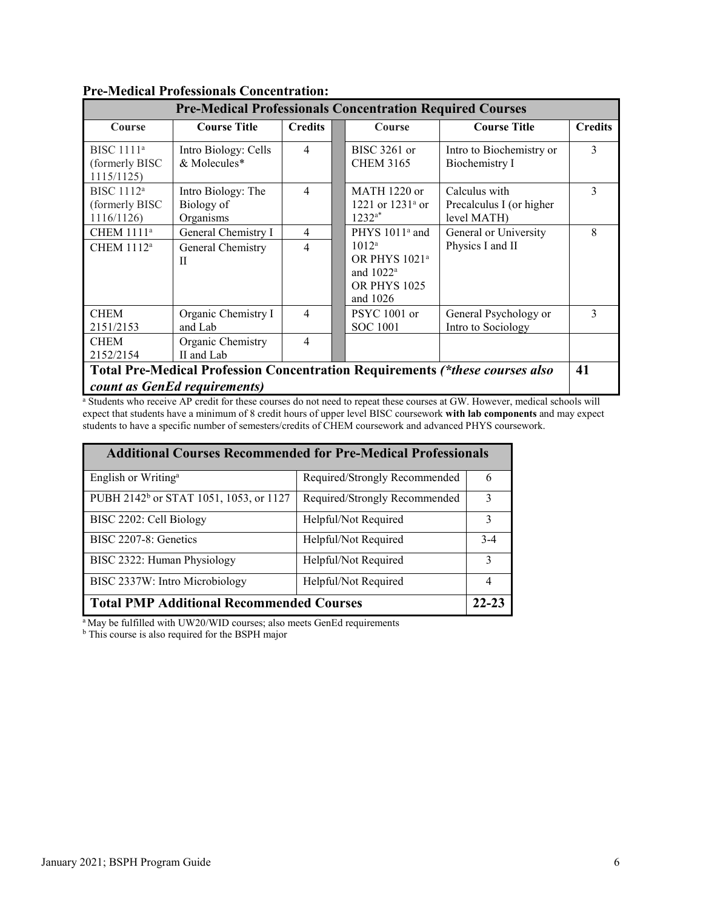**Pre-Medical Professionals Concentration:**

| Pre-Medical Professionals Concentration Required Courses | | | | | |
|---|---|---|---|---|---|
| **Course** | **Course Title** | **Credits** | **Course** | **Course Title** | **Credits** |
| BISC 1111[a] (formerly BISC 1115/1125) | Intro Biology: Cells & Molecules* | 4 | BISC 3261 or CHEM 3165 | Intro to Biochemistry or Biochemistry I | 3 |
| BISC 1112[a] (formerly BISC 1116/1126) | Intro Biology: The Biology of Organisms | 4 | MATH 1220 or 1221 or 1231[a] or 1232[a*] | Calculus with Precalculus I (or higher level MATH) | 3 |
| CHEM 1111[a] | General Chemistry I | 4 | PHYS 1011[a] and 1012[a] OR PHYS 1021[a] and 1022[a] OR PHYS 1025 and 1026 | General or University Physics I and II | 8 |
| CHEM 1112[a] | General Chemistry II | 4 | | | |
| CHEM 2151/2153 | Organic Chemistry I and Lab | 4 | PSYC 1001 or SOC 1001 | General Psychology or Intro to Sociology | 3 |
| CHEM 2152/2154 | Organic Chemistry II and Lab | 4 | | | |
| **Total Pre-Medical Profession Concentration Requirements** ***(\*these courses also count as GenEd requirements)*** | | | | | **41** |

[a] Students who receive AP credit for these courses do not need to repeat these courses at GW. However, medical schools will expect that students have a minimum of 8 credit hours of upper level BISC coursework **with lab components** and may expect students to have a specific number of semesters/credits of CHEM coursework and advanced PHYS coursework.

| Additional Courses Recommended for Pre-Medical Professionals | | |
|---|---|---|
| English or Writing[a] | Required/Strongly Recommended | 6 |
| PUBH 2142[b] or STAT 1051, 1053, or 1127 | Required/Strongly Recommended | 3 |
| BISC 2202: Cell Biology | Helpful/Not Required | 3 |
| BISC 2207-8: Genetics | Helpful/Not Required | 3-4 |
| BISC 2322: Human Physiology | Helpful/Not Required | 3 |
| BISC 2337W: Intro Microbiology | Helpful/Not Required | 4 |
| **Total PMP Additional Recommended Courses** | | **22-23** |

[a] May be fulfilled with UW20/WID courses; also meets GenEd requirements

[b] This course is also required for the BSPH major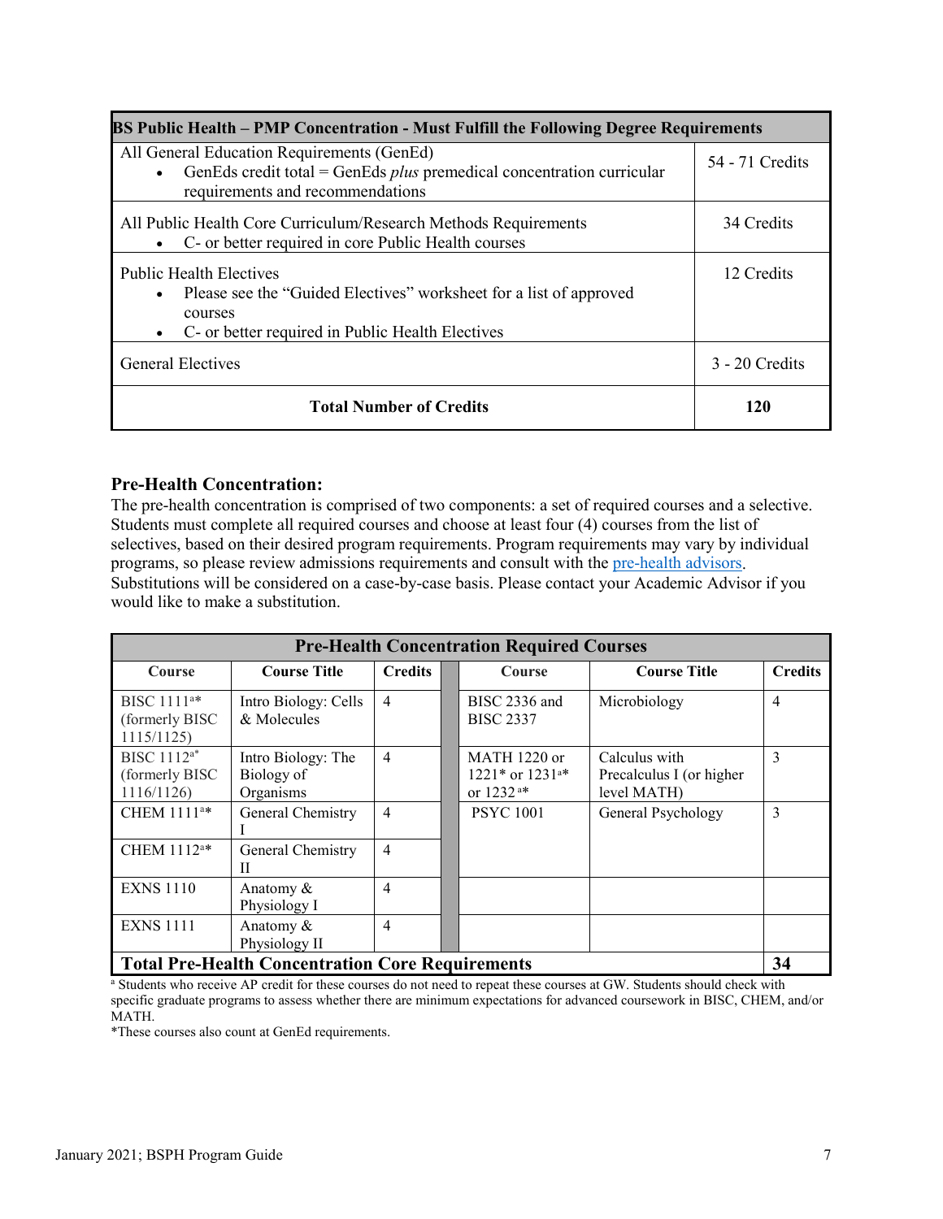| BS Public Health – PMP Concentration - Must Fulfill the Following Degree Requirements | |
|---|---|
| All General Education Requirements (GenEd)<br>• GenEds credit total = GenEds *plus* premedical concentration curricular requirements and recommendations | 54 - 71 Credits |
| All Public Health Core Curriculum/Research Methods Requirements<br>• C- or better required in core Public Health courses | 34 Credits |
| Public Health Electives<br>• Please see the “Guided Electives” worksheet for a list of approved courses<br>• C- or better required in Public Health Electives | 12 Credits |
| General Electives | 3 - 20 Credits |
| **Total Number of Credits** | **120** |

### Pre-Health Concentration:

The pre-health concentration is comprised of two components: a set of required courses and a selective. Students must complete all required courses and choose at least four (4) courses from the list of selectives, based on their desired program requirements. Program requirements may vary by individual programs, so please review admissions requirements and consult with the pre-health advisors. Substitutions will be considered on a case-by-case basis. Please contact your Academic Advisor if you would like to make a substitution.

| Pre-Health Concentration Required Courses | | | | | |
|---|---|---|---|---|---|
| **Course** | **Course Title** | **Credits** | **Course** | **Course Title** | **Credits** |
| BISC 1111[a]* (formerly BISC 1115/1125) | Intro Biology: Cells & Molecules | 4 | BISC 2336 and BISC 2337 | Microbiology | 4 |
| BISC 1112[a]* (formerly BISC 1116/1126) | Intro Biology: The Biology of Organisms | 4 | MATH 1220 or 1221* or 1231[a]* or 1232[a]* | Calculus with Precalculus I (or higher level MATH) | 3 |
| CHEM 1111[a]* | General Chemistry I | 4 | PSYC 1001 | General Psychology | 3 |
| CHEM 1112[a]* | General Chemistry II | 4 | | | |
| EXNS 1110 | Anatomy & Physiology I | 4 | | | |
| EXNS 1111 | Anatomy & Physiology II | 4 | | | |
| **Total Pre-Health Concentration Core Requirements** | | | | | **34** |

[a] Students who receive AP credit for these courses do not need to repeat these courses at GW. Students should check with specific graduate programs to assess whether there are minimum expectations for advanced coursework in BISC, CHEM, and/or MATH.

*These courses also count at GenEd requirements.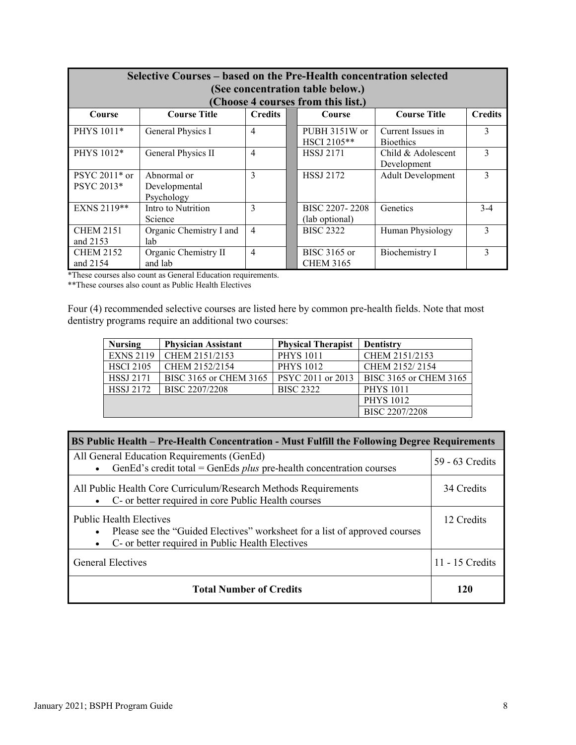| Selective Courses – based on the Pre-Health concentration selected (See concentration table below.) (Choose 4 courses from this list.) | | | | | |
|---|---|---|---|---|---|
| **Course** | **Course Title** | **Credits** | **Course** | **Course Title** | **Credits** |
| PHYS 1011* | General Physics I | 4 | PUBH 3151W or HSCI 2105** | Current Issues in Bioethics | 3 |
| PHYS 1012* | General Physics II | 4 | HSSJ 2171 | Child & Adolescent Development | 3 |
| PSYC 2011* or PSYC 2013* | Abnormal or Developmental Psychology | 3 | HSSJ 2172 | Adult Development | 3 |
| EXNS 2119** | Intro to Nutrition Science | 3 | BISC 2207- 2208 (lab optional) | Genetics | 3-4 |
| CHEM 2151 and 2153 | Organic Chemistry I and lab | 4 | BISC 2322 | Human Physiology | 3 |
| CHEM 2152 and 2154 | Organic Chemistry II and lab | 4 | BISC 3165 or CHEM 3165 | Biochemistry I | 3 |

*These courses also count as General Education requirements.
**These courses also count as Public Health Electives

Four (4) recommended selective courses are listed here by common pre-health fields. Note that most dentistry programs require an additional two courses:

| Nursing | Physician Assistant | Physical Therapist | Dentistry |
|---|---|---|---|
| EXNS 2119 | CHEM 2151/2153 | PHYS 1011 | CHEM 2151/2153 |
| HSCI 2105 | CHEM 2152/2154 | PHYS 1012 | CHEM 2152/ 2154 |
| HSSJ 2171 | BISC 3165 or CHEM 3165 | PSYC 2011 or 2013 | BISC 3165 or CHEM 3165 |
| HSSJ 2172 | BISC 2207/2208 | BISC 2322 | PHYS 1011 |
| | | | PHYS 1012 |
| | | | BISC 2207/2208 |

| BS Public Health – Pre-Health Concentration - Must Fulfill the Following Degree Requirements | |
|---|---|
| All General Education Requirements (GenEd)<br>• GenEd's credit total = GenEds *plus* pre-health concentration courses | 59 - 63 Credits |
| All Public Health Core Curriculum/Research Methods Requirements<br>• C- or better required in core Public Health courses | 34 Credits |
| Public Health Electives<br>• Please see the "Guided Electives" worksheet for a list of approved courses<br>• C- or better required in Public Health Electives | 12 Credits |
| General Electives | 11 - 15 Credits |
| **Total Number of Credits** | **120** |

January 2021; BSPH Program Guide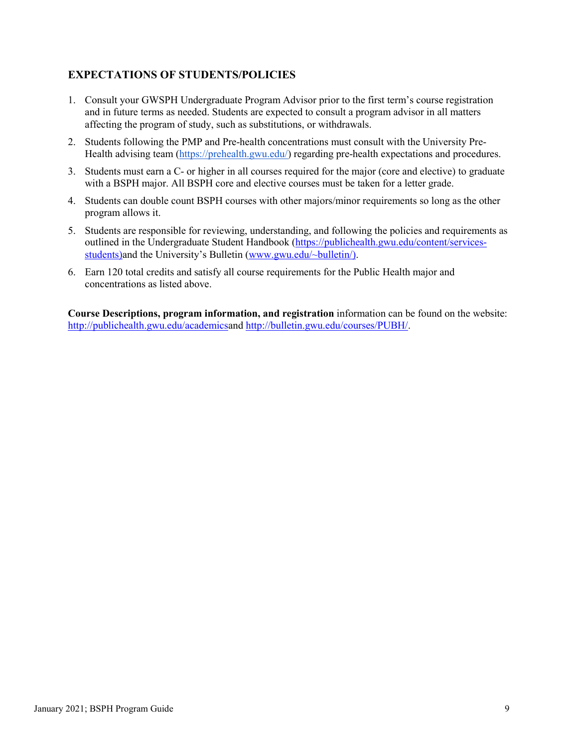### EXPECTATIONS OF STUDENTS/POLICIES

1. Consult your GWSPH Undergraduate Program Advisor prior to the first term's course registration and in future terms as needed. Students are expected to consult a program advisor in all matters affecting the program of study, such as substitutions, or withdrawals.
2. Students following the PMP and Pre-health concentrations must consult with the University Pre-Health advising team (https://prehealth.gwu.edu/) regarding pre-health expectations and procedures.
3. Students must earn a C- or higher in all courses required for the major (core and elective) to graduate with a BSPH major. All BSPH core and elective courses must be taken for a letter grade.
4. Students can double count BSPH courses with other majors/minor requirements so long as the other program allows it.
5. Students are responsible for reviewing, understanding, and following the policies and requirements as outlined in the Undergraduate Student Handbook (https://publichealth.gwu.edu/content/services-students)and the University's Bulletin (www.gwu.edu/~bulletin/).
6. Earn 120 total credits and satisfy all course requirements for the Public Health major and concentrations as listed above.

**Course Descriptions, program information, and registration** information can be found on the website: http://publichealth.gwu.edu/academicsand http://bulletin.gwu.edu/courses/PUBH/.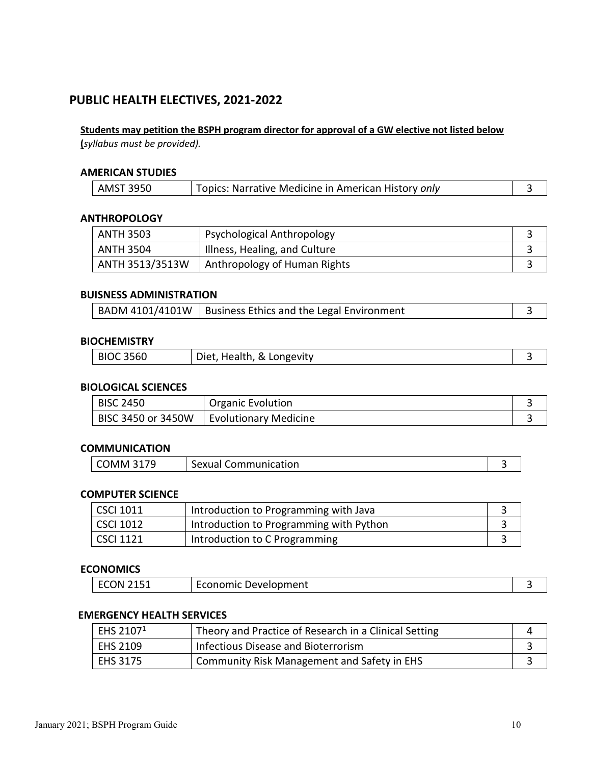## PUBLIC HEALTH ELECTIVES, 2021-2022

**Students may petition the BSPH program director for approval of a GW elective not listed below** (*syllabus must be provided).*

### AMERICAN STUDIES

| | | |
|---|---|---|
| AMST 3950 | Topics: Narrative Medicine in American History *only* | 3 |

### ANTHROPOLOGY

| | | |
|---|---|---|
| ANTH 3503 | Psychological Anthropology | 3 |
| ANTH 3504 | Illness, Healing, and Culture | 3 |
| ANTH 3513/3513W | Anthropology of Human Rights | 3 |

### BUISNESS ADMINISTRATION

| | | |
|---|---|---|
| BADM 4101/4101W | Business Ethics and the Legal Environment | 3 |

### BIOCHEMISTRY

| | | |
|---|---|---|
| BIOC 3560 | Diet, Health, & Longevity | 3 |

### BIOLOGICAL SCIENCES

| | | |
|---|---|---|
| BISC 2450 | Organic Evolution | 3 |
| BISC 3450 or 3450W | Evolutionary Medicine | 3 |

### COMMUNICATION

| | | |
|---|---|---|
| COMM 3179 | Sexual Communication | 3 |

### COMPUTER SCIENCE

| | | |
|---|---|---|
| CSCI 1011 | Introduction to Programming with Java | 3 |
| CSCI 1012 | Introduction to Programming with Python | 3 |
| CSCI 1121 | Introduction to C Programming | 3 |

### ECONOMICS

| | | |
|---|---|---|
| ECON 2151 | Economic Development | 3 |

### EMERGENCY HEALTH SERVICES

| | | |
|---|---|---|
| EHS 2107[1] | Theory and Practice of Research in a Clinical Setting | 4 |
| EHS 2109 | Infectious Disease and Bioterrorism | 3 |
| EHS 3175 | Community Risk Management and Safety in EHS | 3 |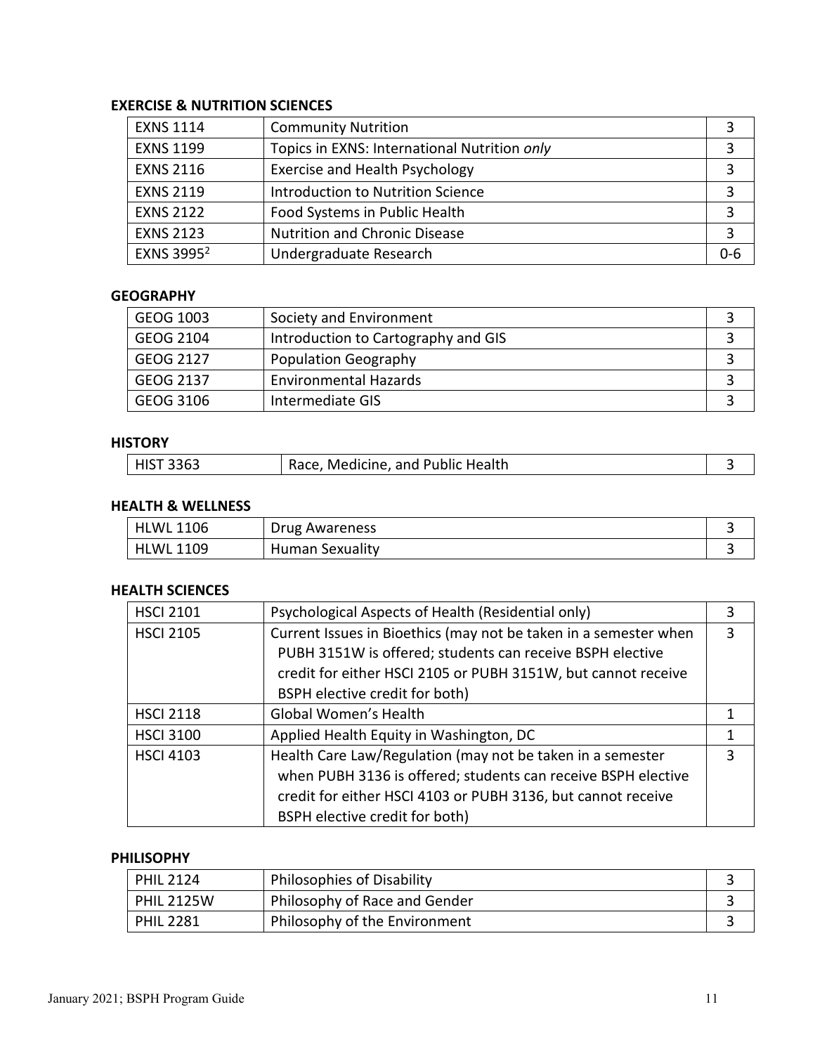**EXERCISE & NUTRITION SCIENCES**

| | | |
|---|---|---|
| EXNS 1114 | Community Nutrition | 3 |
| EXNS 1199 | Topics in EXNS: International Nutrition *only* | 3 |
| EXNS 2116 | Exercise and Health Psychology | 3 |
| EXNS 2119 | Introduction to Nutrition Science | 3 |
| EXNS 2122 | Food Systems in Public Health | 3 |
| EXNS 2123 | Nutrition and Chronic Disease | 3 |
| EXNS 3995[2] | Undergraduate Research | 0-6 |

**GEOGRAPHY**

| | | |
|---|---|---|
| GEOG 1003 | Society and Environment | 3 |
| GEOG 2104 | Introduction to Cartography and GIS | 3 |
| GEOG 2127 | Population Geography | 3 |
| GEOG 2137 | Environmental Hazards | 3 |
| GEOG 3106 | Intermediate GIS | 3 |

**HISTORY**

| | | |
|---|---|---|
| HIST 3363 | Race, Medicine, and Public Health | 3 |

**HEALTH & WELLNESS**

| | | |
|---|---|---|
| HLWL 1106 | Drug Awareness | 3 |
| HLWL 1109 | Human Sexuality | 3 |

**HEALTH SCIENCES**

| | | |
|---|---|---|
| HSCI 2101 | Psychological Aspects of Health (Residential only) | 3 |
| HSCI 2105 | Current Issues in Bioethics (may not be taken in a semester when PUBH 3151W is offered; students can receive BSPH elective credit for either HSCI 2105 or PUBH 3151W, but cannot receive BSPH elective credit for both) | 3 |
| HSCI 2118 | Global Women's Health | 1 |
| HSCI 3100 | Applied Health Equity in Washington, DC | 1 |
| HSCI 4103 | Health Care Law/Regulation (may not be taken in a semester when PUBH 3136 is offered; students can receive BSPH elective credit for either HSCI 4103 or PUBH 3136, but cannot receive BSPH elective credit for both) | 3 |

**PHILISOPHY**

| | | |
|---|---|---|
| PHIL 2124 | Philosophies of Disability | 3 |
| PHIL 2125W | Philosophy of Race and Gender | 3 |
| PHIL 2281 | Philosophy of the Environment | 3 |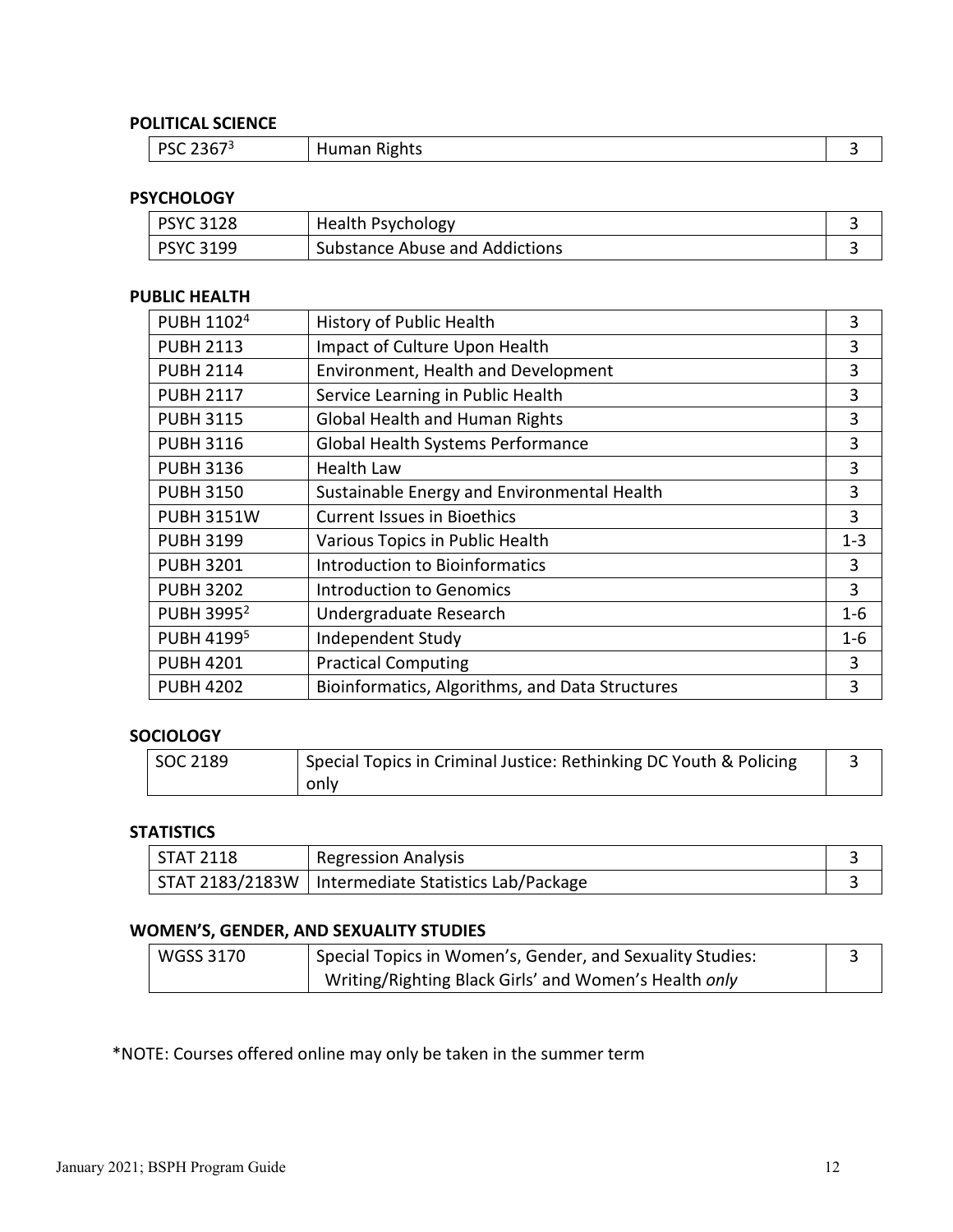**POLITICAL SCIENCE**

| | | |
|---|---|---|
| PSC 2367[3] | Human Rights | 3 |

**PSYCHOLOGY**

| | | |
|---|---|---|
| PSYC 3128 | Health Psychology | 3 |
| PSYC 3199 | Substance Abuse and Addictions | 3 |

**PUBLIC HEALTH**

| | | |
|---|---|---|
| PUBH 1102[4] | History of Public Health | 3 |
| PUBH 2113 | Impact of Culture Upon Health | 3 |
| PUBH 2114 | Environment, Health and Development | 3 |
| PUBH 2117 | Service Learning in Public Health | 3 |
| PUBH 3115 | Global Health and Human Rights | 3 |
| PUBH 3116 | Global Health Systems Performance | 3 |
| PUBH 3136 | Health Law | 3 |
| PUBH 3150 | Sustainable Energy and Environmental Health | 3 |
| PUBH 3151W | Current Issues in Bioethics | 3 |
| PUBH 3199 | Various Topics in Public Health | 1-3 |
| PUBH 3201 | Introduction to Bioinformatics | 3 |
| PUBH 3202 | Introduction to Genomics | 3 |
| PUBH 3995[2] | Undergraduate Research | 1-6 |
| PUBH 4199[5] | Independent Study | 1-6 |
| PUBH 4201 | Practical Computing | 3 |
| PUBH 4202 | Bioinformatics, Algorithms, and Data Structures | 3 |

**SOCIOLOGY**

| | | |
|---|---|---|
| SOC 2189 | Special Topics in Criminal Justice: Rethinking DC Youth & Policing only | 3 |

**STATISTICS**

| | | |
|---|---|---|
| STAT 2118 | Regression Analysis | 3 |
| STAT 2183/2183W | Intermediate Statistics Lab/Package | 3 |

**WOMEN'S, GENDER, AND SEXUALITY STUDIES**

| | | |
|---|---|---|
| WGSS 3170 | Special Topics in Women's, Gender, and Sexuality Studies: Writing/Righting Black Girls' and Women's Health *only* | 3 |

*NOTE: Courses offered online may only be taken in the summer term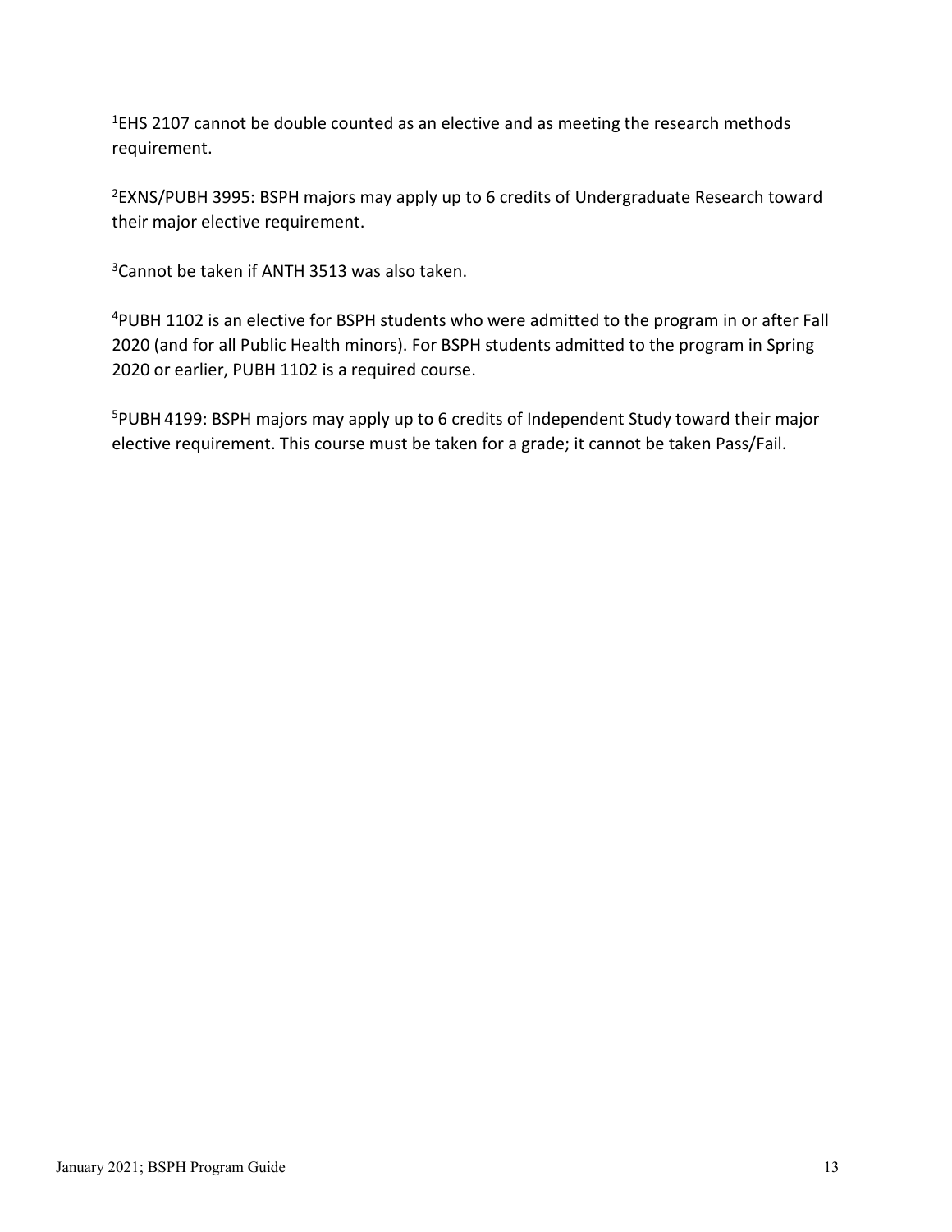[1]EHS 2107 cannot be double counted as an elective and as meeting the research methods requirement.

[2]EXNS/PUBH 3995: BSPH majors may apply up to 6 credits of Undergraduate Research toward their major elective requirement.

[3]Cannot be taken if ANTH 3513 was also taken.

[4]PUBH 1102 is an elective for BSPH students who were admitted to the program in or after Fall 2020 (and for all Public Health minors). For BSPH students admitted to the program in Spring 2020 or earlier, PUBH 1102 is a required course.

[5]PUBH 4199: BSPH majors may apply up to 6 credits of Independent Study toward their major elective requirement. This course must be taken for a grade; it cannot be taken Pass/Fail.